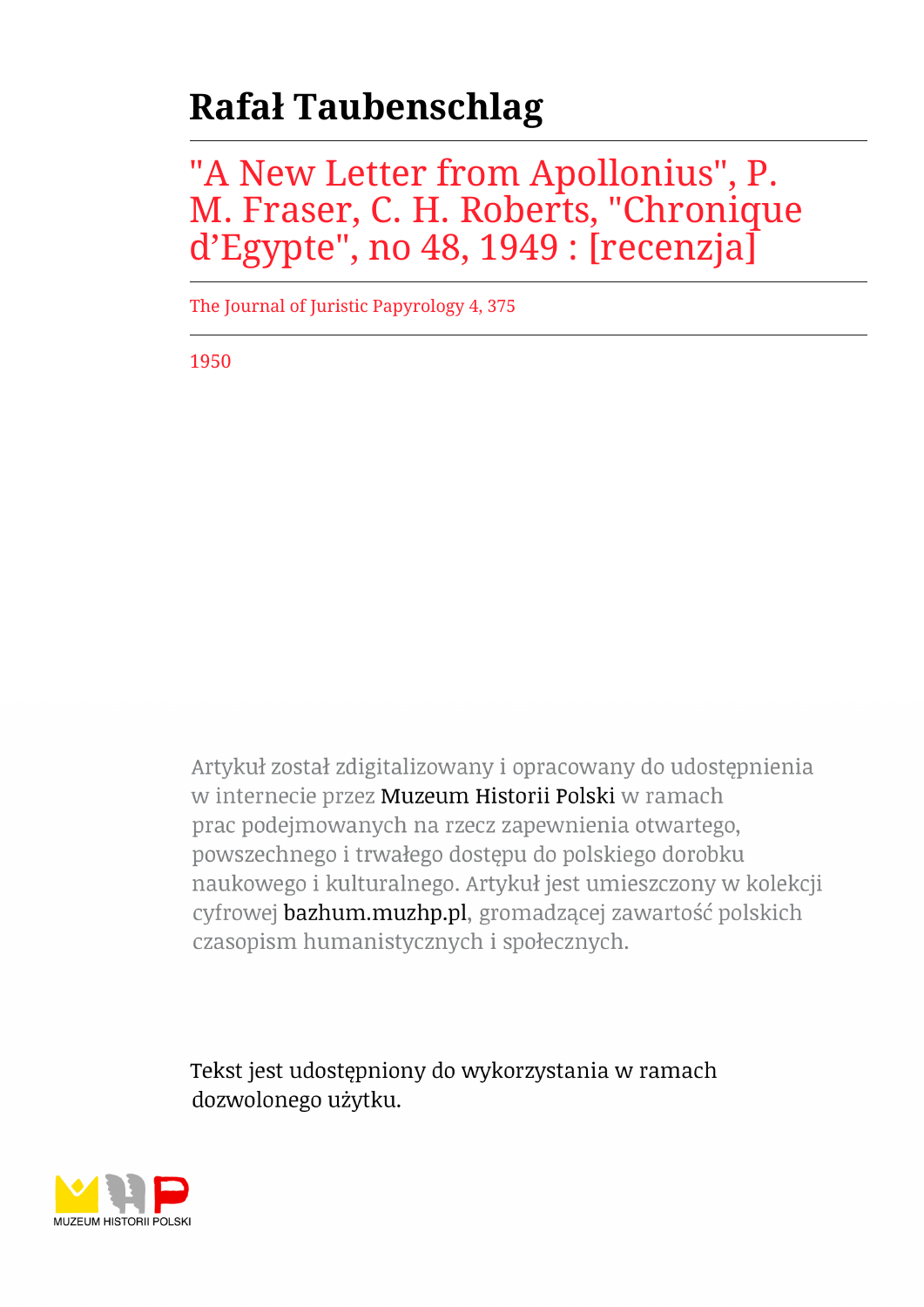# Rafał Taubenschlag

## "A New Letter from Apollonius", P. M. Fraser, C. H. Roberts, "Chronique d'Egypte", no 48, 1949 : [recenzja]

The Journal of Juristic Papyrology 4, 375

1950

Artykuł został zdigitalizowany i opracowany do udostępnienia w internecie przez Muzeum Historii Polski w ramach prac podejmowanych na rzecz zapewnienia otwartego, powszechnego i trwałego dostępu do polskiego dorobku naukowego i kulturalnego. Artykuł jest umieszczony w kolekcji cyfrowej bazhum.muzhp.pl, gromadzącej zawartość polskich czasopism humanistycznych i społecznych.

Tekst jest udostępniony do wykorzystania w ramach dozwolonego użytku.

MUZEUM HISTORII POLSKI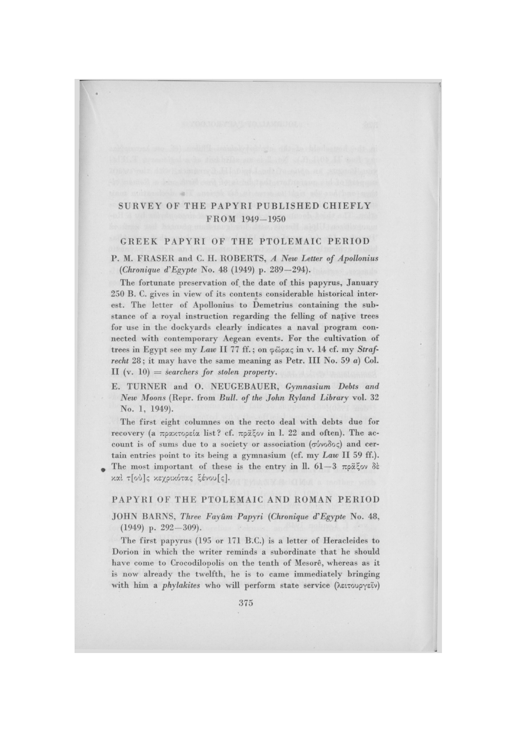# SURVEY OF THE PAPYRI PUBLISHED CHIEFLY FROM 1949—1950

## GREEK PAPYRI OF THE PTOLEMAIC PERIOD

P. M. FRASER and C. H. ROBERTS, *A New Letter of Apollonius* (*Chronique d'Egypte* No. 48 (1949) p. 289—294).

The fortunate preservation of the date of this papyrus, January 250 B. C. gives in view of its contents considerable historical interest. The letter of Apollonius to Demetrius containing the substance of a royal instruction regarding the felling of native trees for use in the dockyards clearly indicates a naval program connected with contemporary Aegean events. For the cultivation of trees in Egypt see my *Law* II 77 ff.; on φῶρας in v. 14 cf. my *Strafrecht* 28; it may have the same meaning as Petr. III No. 59 *a*) Col. II (v. 10) = *searchers for stolen property*.

E. TURNER and O. NEUGEBAUER, *Gymnasium Debts and New Moons* (Repr. from *Bull. of the John Ryland Library* vol. 32 No. 1, 1949).

The first eight columnes on the recto deal with debts due for recovery (a πρακτορεία list? cf. πρᾶξον in l. 22 and often). The account is of sums due to a society or association (σύνοδος) and certain entries point to its being a gymnasium (cf. my *Law* II 59 ff.). The most important of these is the entry in ll. 61—3 πρᾶξον δὲ καὶ τ[οὺ]ς κεχρικότας ξένου[ς].

## PAPYRI OF THE PTOLEMAIC AND ROMAN PERIOD

JOHN BARNS, *Three Fayûm Papyri* (*Chronique d'Egypte* No. 48, (1949) p. 292—309).

The first papyrus (195 or 171 B.C.) is a letter of Heracleides to Dorion in which the writer reminds a subordinate that he should have come to Crocodilopolis on the tenth of Mesorê, whereas as it is now already the twelfth, he is to came immediately bringing with him a *phylakites* who will perform state service (λειτουργεῖν)